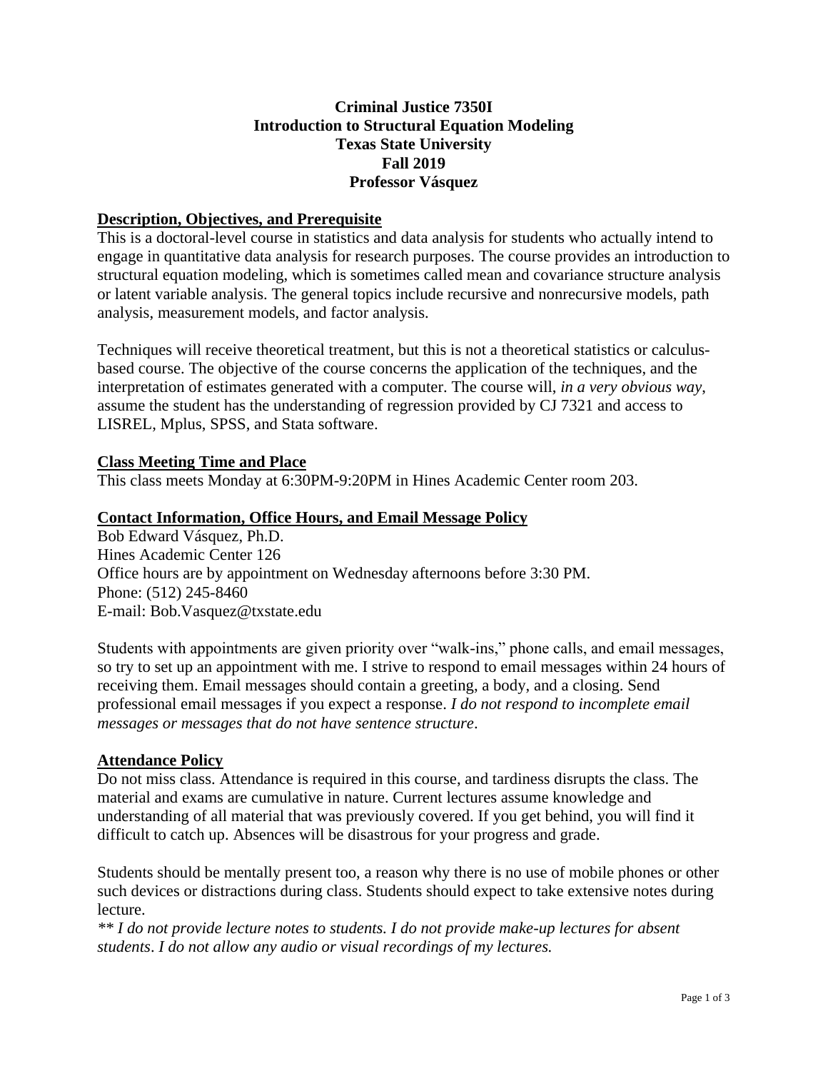**Criminal Justice 7350I**
**Introduction to Structural Equation Modeling**
**Texas State University**
**Fall 2019**
**Professor Vásquez**

## Description, Objectives, and Prerequisite

This is a doctoral-level course in statistics and data analysis for students who actually intend to engage in quantitative data analysis for research purposes. The course provides an introduction to structural equation modeling, which is sometimes called mean and covariance structure analysis or latent variable analysis. The general topics include recursive and nonrecursive models, path analysis, measurement models, and factor analysis.

Techniques will receive theoretical treatment, but this is not a theoretical statistics or calculus-based course. The objective of the course concerns the application of the techniques, and the interpretation of estimates generated with a computer. The course will, *in a very obvious way*, assume the student has the understanding of regression provided by CJ 7321 and access to LISREL, Mplus, SPSS, and Stata software.

## Class Meeting Time and Place

This class meets Monday at 6:30PM-9:20PM in Hines Academic Center room 203.

## Contact Information, Office Hours, and Email Message Policy

Bob Edward Vásquez, Ph.D.
Hines Academic Center 126
Office hours are by appointment on Wednesday afternoons before 3:30 PM.
Phone: (512) 245-8460
E-mail: Bob.Vasquez@txstate.edu

Students with appointments are given priority over "walk-ins," phone calls, and email messages, so try to set up an appointment with me. I strive to respond to email messages within 24 hours of receiving them. Email messages should contain a greeting, a body, and a closing. Send professional email messages if you expect a response. *I do not respond to incomplete email messages or messages that do not have sentence structure*.

## Attendance Policy

Do not miss class. Attendance is required in this course, and tardiness disrupts the class. The material and exams are cumulative in nature. Current lectures assume knowledge and understanding of all material that was previously covered. If you get behind, you will find it difficult to catch up. Absences will be disastrous for your progress and grade.

Students should be mentally present too, a reason why there is no use of mobile phones or other such devices or distractions during class. Students should expect to take extensive notes during lecture.

*** I do not provide lecture notes to students. I do not provide make-up lectures for absent students. I do not allow any audio or visual recordings of my lectures.*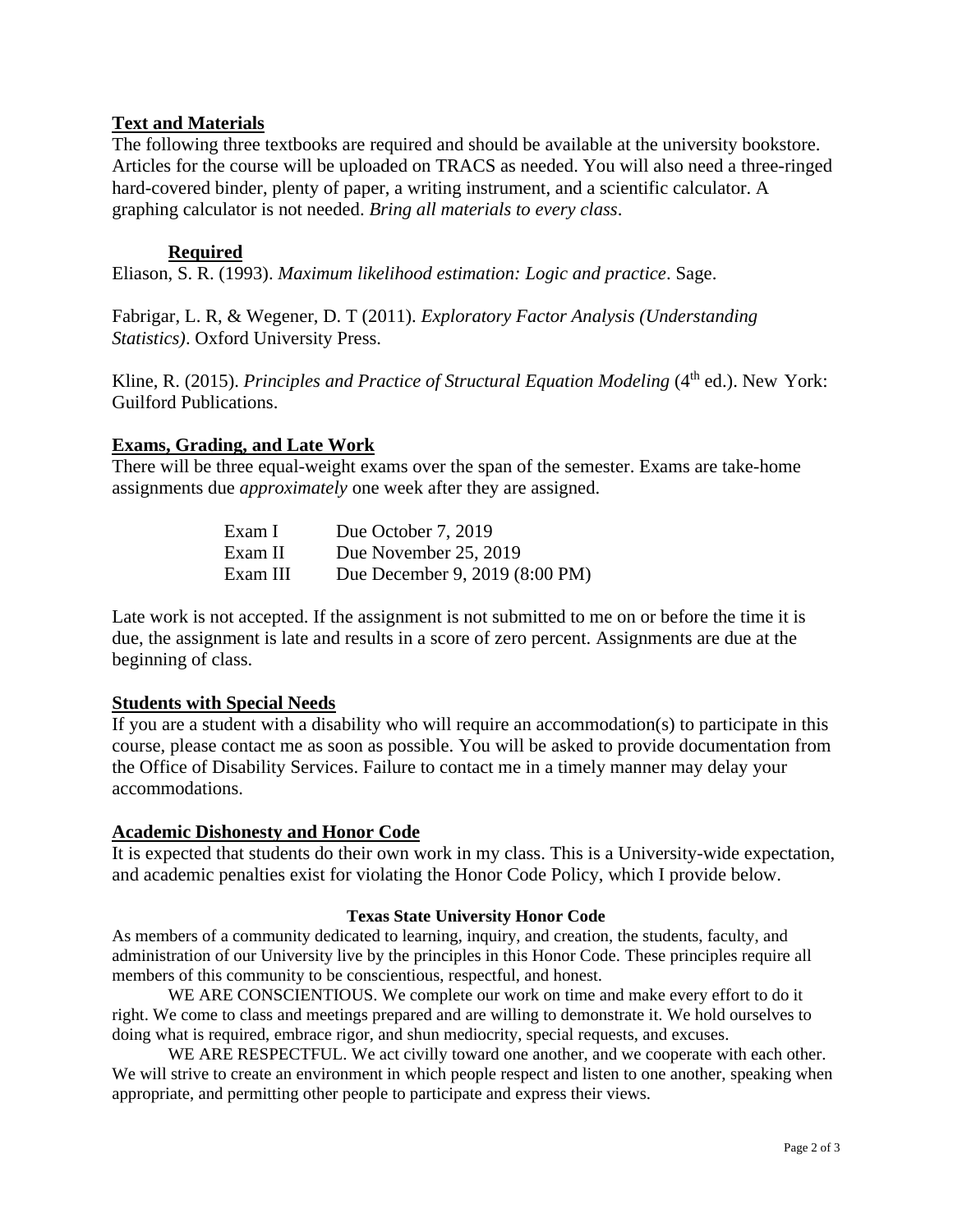## Text and Materials

The following three textbooks are required and should be available at the university bookstore. Articles for the course will be uploaded on TRACS as needed. You will also need a three-ringed hard-covered binder, plenty of paper, a writing instrument, and a scientific calculator. A graphing calculator is not needed. *Bring all materials to every class*.

### Required

Eliason, S. R. (1993). *Maximum likelihood estimation: Logic and practice*. Sage.

Fabrigar, L. R, & Wegener, D. T (2011). *Exploratory Factor Analysis (Understanding Statistics)*. Oxford University Press.

Kline, R. (2015). *Principles and Practice of Structural Equation Modeling* (4th ed.). New York: Guilford Publications.

## Exams, Grading, and Late Work

There will be three equal-weight exams over the span of the semester. Exams are take-home assignments due *approximately* one week after they are assigned.

| | |
|---|---|
| Exam I | Due October 7, 2019 |
| Exam II | Due November 25, 2019 |
| Exam III | Due December 9, 2019 (8:00 PM) |

Late work is not accepted. If the assignment is not submitted to me on or before the time it is due, the assignment is late and results in a score of zero percent. Assignments are due at the beginning of class.

## Students with Special Needs

If you are a student with a disability who will require an accommodation(s) to participate in this course, please contact me as soon as possible. You will be asked to provide documentation from the Office of Disability Services. Failure to contact me in a timely manner may delay your accommodations.

## Academic Dishonesty and Honor Code

It is expected that students do their own work in my class. This is a University-wide expectation, and academic penalties exist for violating the Honor Code Policy, which I provide below.

**Texas State University Honor Code**

As members of a community dedicated to learning, inquiry, and creation, the students, faculty, and administration of our University live by the principles in this Honor Code. These principles require all members of this community to be conscientious, respectful, and honest.

WE ARE CONSCIENTIOUS. We complete our work on time and make every effort to do it right. We come to class and meetings prepared and are willing to demonstrate it. We hold ourselves to doing what is required, embrace rigor, and shun mediocrity, special requests, and excuses.

WE ARE RESPECTFUL. We act civilly toward one another, and we cooperate with each other. We will strive to create an environment in which people respect and listen to one another, speaking when appropriate, and permitting other people to participate and express their views.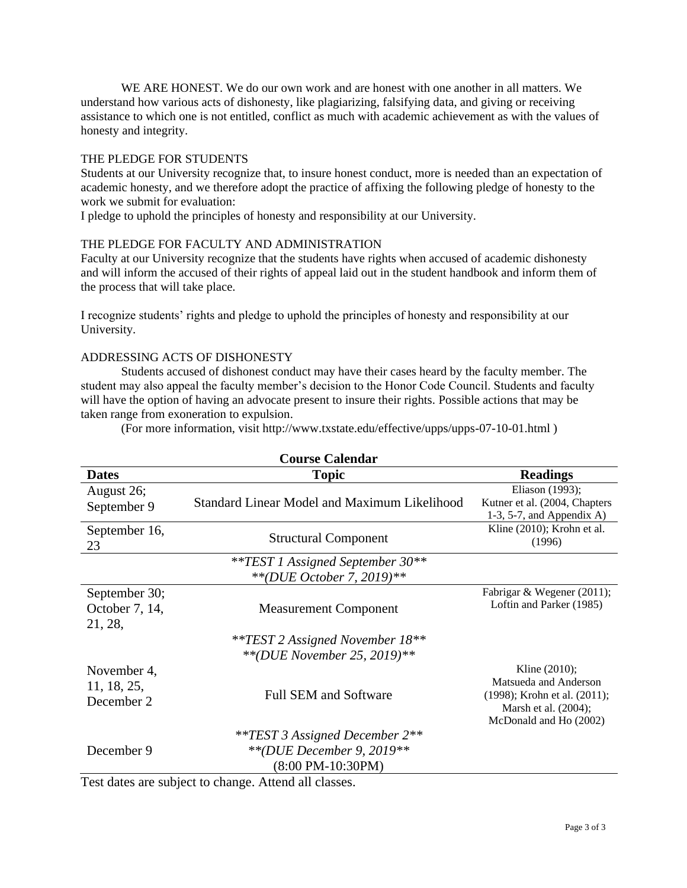WE ARE HONEST. We do our own work and are honest with one another in all matters. We understand how various acts of dishonesty, like plagiarizing, falsifying data, and giving or receiving assistance to which one is not entitled, conflict as much with academic achievement as with the values of honesty and integrity.

THE PLEDGE FOR STUDENTS

Students at our University recognize that, to insure honest conduct, more is needed than an expectation of academic honesty, and we therefore adopt the practice of affixing the following pledge of honesty to the work we submit for evaluation:

I pledge to uphold the principles of honesty and responsibility at our University.

THE PLEDGE FOR FACULTY AND ADMINISTRATION

Faculty at our University recognize that the students have rights when accused of academic dishonesty and will inform the accused of their rights of appeal laid out in the student handbook and inform them of the process that will take place.

I recognize students' rights and pledge to uphold the principles of honesty and responsibility at our University.

ADDRESSING ACTS OF DISHONESTY

Students accused of dishonest conduct may have their cases heard by the faculty member. The student may also appeal the faculty member's decision to the Honor Code Council. Students and faculty will have the option of having an advocate present to insure their rights. Possible actions that may be taken range from exoneration to expulsion.

(For more information, visit http://www.txstate.edu/effective/upps/upps-07-10-01.html )

**Course Calendar**

| Dates | Topic | Readings |
|---|---|---|
| August 26; September 9 | Standard Linear Model and Maximum Likelihood | Eliason (1993); Kutner et al. (2004, Chapters 1-3, 5-7, and Appendix A) |
| September 16, 23 | Structural Component | Kline (2010); Krohn et al. (1996) |
| | *\*\*TEST 1 Assigned September 30\*\* \*\*(DUE October 7, 2019)\*\** | |
| September 30; October 7, 14, 21, 28, | Measurement Component | Fabrigar & Wegener (2011); Loftin and Parker (1985) |
| | *\*\*TEST 2 Assigned November 18\*\* \*\*(DUE November 25, 2019)\*\** | |
| November 4, 11, 18, 25, December 2 | Full SEM and Software | Kline (2010); Matsueda and Anderson (1998); Krohn et al. (2011); Marsh et al. (2004); McDonald and Ho (2002) |
| December 9 | *\*\*TEST 3 Assigned December 2\*\* \*\*(DUE December 9, 2019\*\** (8:00 PM-10:30PM) | |

Test dates are subject to change. Attend all classes.